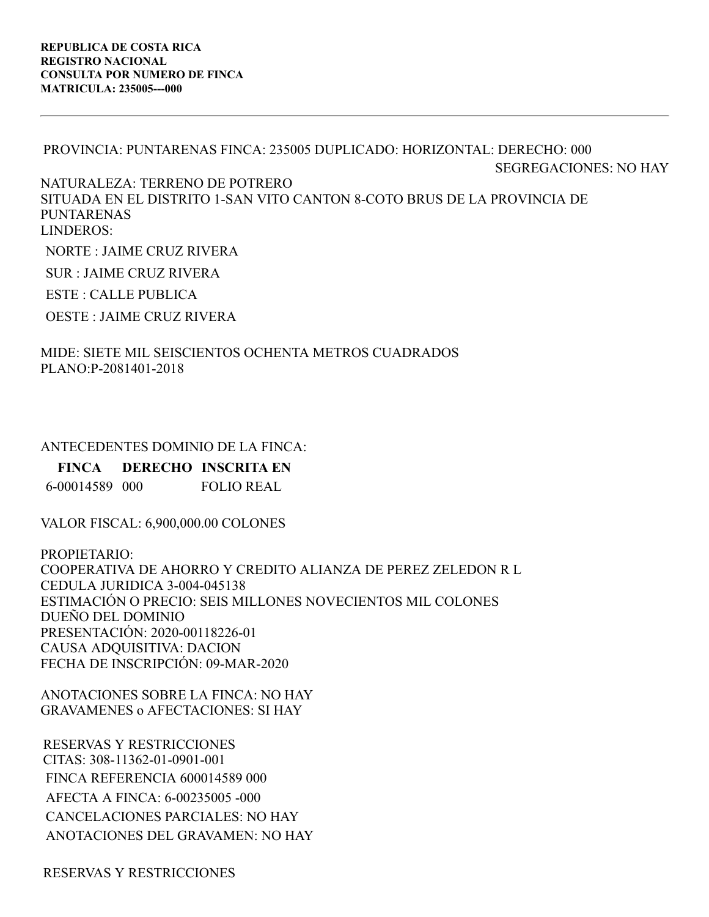**REPUBLICA DE COSTA RICA**
**REGISTRO NACIONAL**
**CONSULTA POR NUMERO DE FINCA**
**MATRICULA: 235005---000**

---

PROVINCIA: PUNTARENAS FINCA: 235005 DUPLICADO: HORIZONTAL: DERECHO: 000

SEGREGACIONES: NO HAY

NATURALEZA: TERRENO DE POTRERO
SITUADA EN EL DISTRITO 1-SAN VITO CANTON 8-COTO BRUS DE LA PROVINCIA DE PUNTARENAS
LINDEROS:

NORTE : JAIME CRUZ RIVERA

SUR : JAIME CRUZ RIVERA

ESTE : CALLE PUBLICA

OESTE : JAIME CRUZ RIVERA

MIDE: SIETE MIL SEISCIENTOS OCHENTA METROS CUADRADOS
PLANO:P-2081401-2018

ANTECEDENTES DOMINIO DE LA FINCA:

| FINCA | DERECHO | INSCRITA EN |
| --- | --- | --- |
| 6-00014589 | 000 | FOLIO REAL |

VALOR FISCAL: 6,900,000.00 COLONES

PROPIETARIO:
COOPERATIVA DE AHORRO Y CREDITO ALIANZA DE PEREZ ZELEDON R L
CEDULA JURIDICA 3-004-045138
ESTIMACIÓN O PRECIO: SEIS MILLONES NOVECIENTOS MIL COLONES
DUEÑO DEL DOMINIO
PRESENTACIÓN: 2020-00118226-01
CAUSA ADQUISITIVA: DACION
FECHA DE INSCRIPCIÓN: 09-MAR-2020

ANOTACIONES SOBRE LA FINCA: NO HAY
GRAVAMENES o AFECTACIONES: SI HAY

RESERVAS Y RESTRICCIONES
CITAS: 308-11362-01-0901-001
FINCA REFERENCIA 600014589 000
AFECTA A FINCA: 6-00235005 -000
CANCELACIONES PARCIALES: NO HAY
ANOTACIONES DEL GRAVAMEN: NO HAY

RESERVAS Y RESTRICCIONES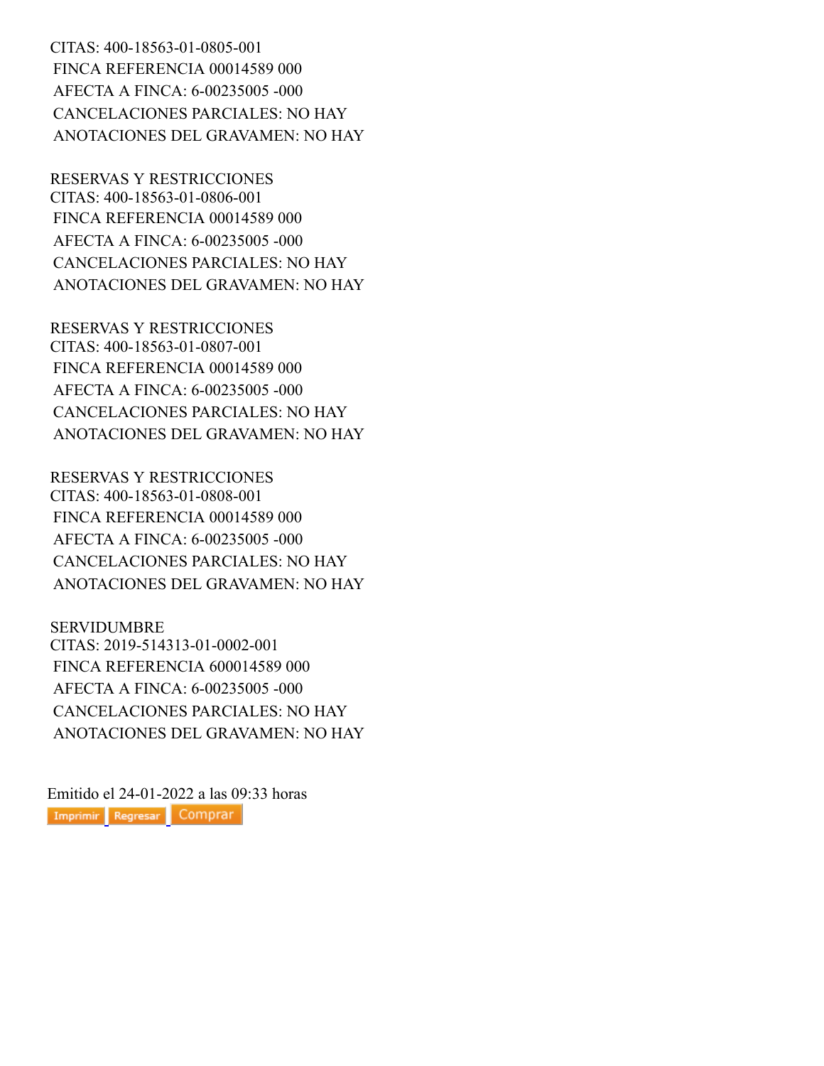CITAS: 400-18563-01-0805-001
FINCA REFERENCIA 00014589 000
AFECTA A FINCA: 6-00235005 -000
CANCELACIONES PARCIALES: NO HAY
ANOTACIONES DEL GRAVAMEN: NO HAY

RESERVAS Y RESTRICCIONES
CITAS: 400-18563-01-0806-001
FINCA REFERENCIA 00014589 000
AFECTA A FINCA: 6-00235005 -000
CANCELACIONES PARCIALES: NO HAY
ANOTACIONES DEL GRAVAMEN: NO HAY

RESERVAS Y RESTRICCIONES
CITAS: 400-18563-01-0807-001
FINCA REFERENCIA 00014589 000
AFECTA A FINCA: 6-00235005 -000
CANCELACIONES PARCIALES: NO HAY
ANOTACIONES DEL GRAVAMEN: NO HAY

RESERVAS Y RESTRICCIONES
CITAS: 400-18563-01-0808-001
FINCA REFERENCIA 00014589 000
AFECTA A FINCA: 6-00235005 -000
CANCELACIONES PARCIALES: NO HAY
ANOTACIONES DEL GRAVAMEN: NO HAY

SERVIDUMBRE
CITAS: 2019-514313-01-0002-001
FINCA REFERENCIA 600014589 000
AFECTA A FINCA: 6-00235005 -000
CANCELACIONES PARCIALES: NO HAY
ANOTACIONES DEL GRAVAMEN: NO HAY

Emitido el 24-01-2022 a las 09:33 horas

Imprimir Regresar Comprar